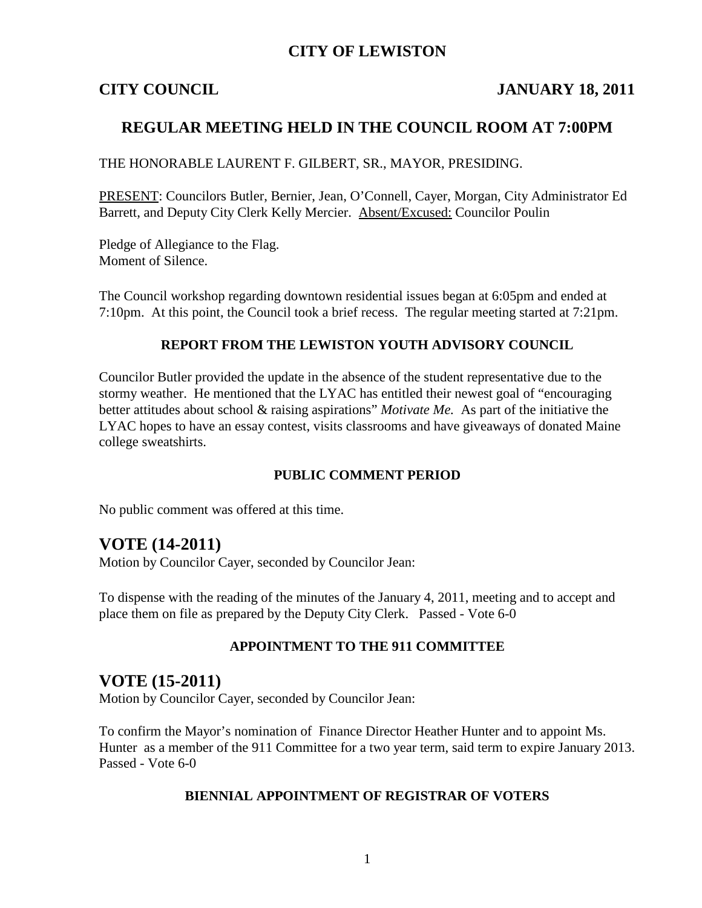# CITY OF LEWISTON

**CITY COUNCIL** **JANUARY 18, 2011**

## REGULAR MEETING HELD IN THE COUNCIL ROOM AT 7:00PM

THE HONORABLE LAURENT F. GILBERT, SR., MAYOR, PRESIDING.

PRESENT: Councilors Butler, Bernier, Jean, O'Connell, Cayer, Morgan, City Administrator Ed Barrett, and Deputy City Clerk Kelly Mercier. Absent/Excused: Councilor Poulin

Pledge of Allegiance to the Flag.
Moment of Silence.

The Council workshop regarding downtown residential issues began at 6:05pm and ended at 7:10pm. At this point, the Council took a brief recess. The regular meeting started at 7:21pm.

### REPORT FROM THE LEWISTON YOUTH ADVISORY COUNCIL

Councilor Butler provided the update in the absence of the student representative due to the stormy weather. He mentioned that the LYAC has entitled their newest goal of "encouraging better attitudes about school & raising aspirations" *Motivate Me.* As part of the initiative the LYAC hopes to have an essay contest, visits classrooms and have giveaways of donated Maine college sweatshirts.

### PUBLIC COMMENT PERIOD

No public comment was offered at this time.

## VOTE (14-2011)

Motion by Councilor Cayer, seconded by Councilor Jean:

To dispense with the reading of the minutes of the January 4, 2011, meeting and to accept and place them on file as prepared by the Deputy City Clerk. Passed - Vote 6-0

### APPOINTMENT TO THE 911 COMMITTEE

## VOTE (15-2011)

Motion by Councilor Cayer, seconded by Councilor Jean:

To confirm the Mayor's nomination of Finance Director Heather Hunter and to appoint Ms. Hunter as a member of the 911 Committee for a two year term, said term to expire January 2013. Passed - Vote 6-0

### BIENNIAL APPOINTMENT OF REGISTRAR OF VOTERS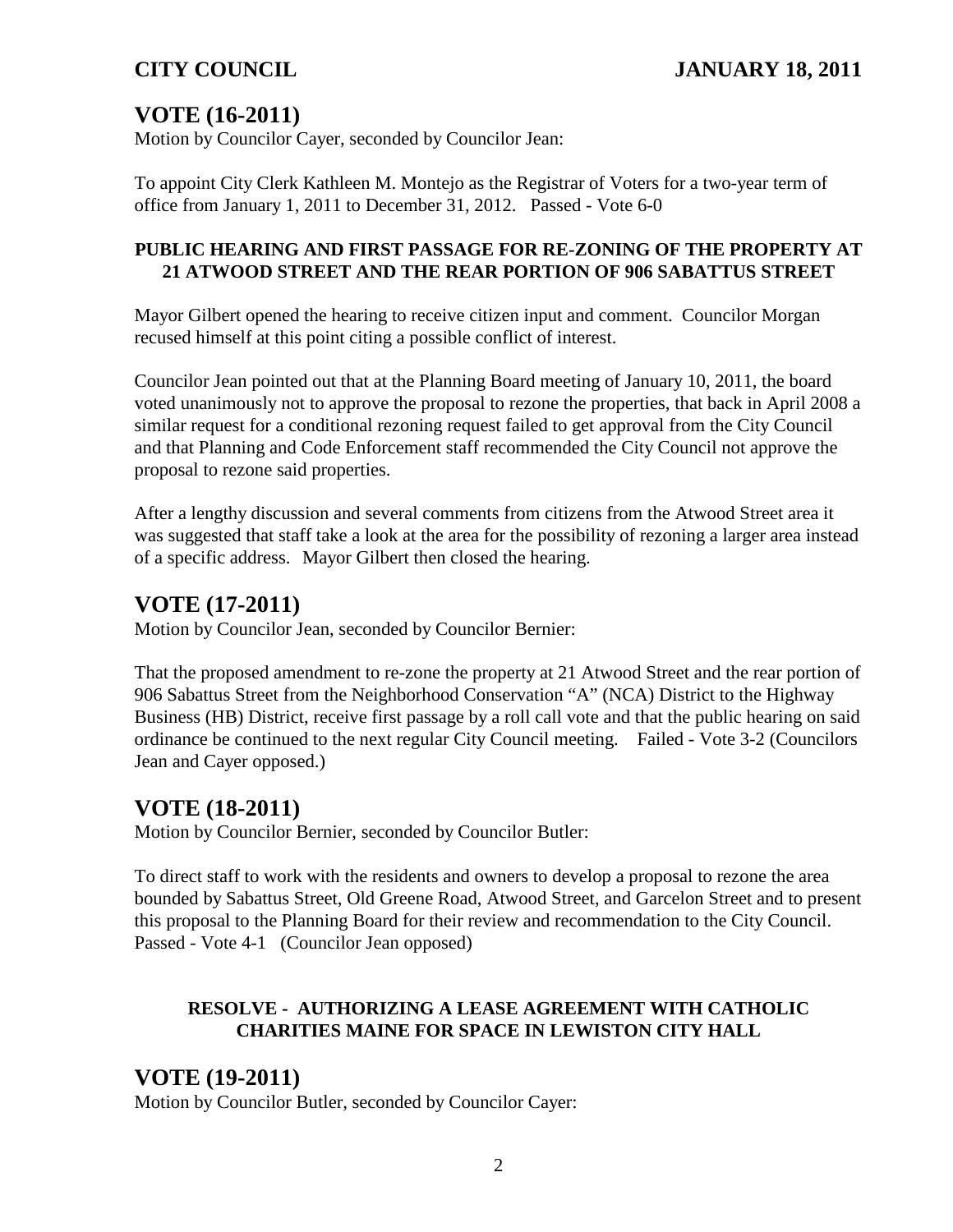## VOTE (16-2011)

Motion by Councilor Cayer, seconded by Councilor Jean:

To appoint City Clerk Kathleen M. Montejo as the Registrar of Voters for a two-year term of office from January 1, 2011 to December 31, 2012. Passed - Vote 6-0

### PUBLIC HEARING AND FIRST PASSAGE FOR RE-ZONING OF THE PROPERTY AT 21 ATWOOD STREET AND THE REAR PORTION OF 906 SABATTUS STREET

Mayor Gilbert opened the hearing to receive citizen input and comment. Councilor Morgan recused himself at this point citing a possible conflict of interest.

Councilor Jean pointed out that at the Planning Board meeting of January 10, 2011, the board voted unanimously not to approve the proposal to rezone the properties, that back in April 2008 a similar request for a conditional rezoning request failed to get approval from the City Council and that Planning and Code Enforcement staff recommended the City Council not approve the proposal to rezone said properties.

After a lengthy discussion and several comments from citizens from the Atwood Street area it was suggested that staff take a look at the area for the possibility of rezoning a larger area instead of a specific address. Mayor Gilbert then closed the hearing.

## VOTE (17-2011)

Motion by Councilor Jean, seconded by Councilor Bernier:

That the proposed amendment to re-zone the property at 21 Atwood Street and the rear portion of 906 Sabattus Street from the Neighborhood Conservation "A" (NCA) District to the Highway Business (HB) District, receive first passage by a roll call vote and that the public hearing on said ordinance be continued to the next regular City Council meeting. Failed - Vote 3-2 (Councilors Jean and Cayer opposed.)

## VOTE (18-2011)

Motion by Councilor Bernier, seconded by Councilor Butler:

To direct staff to work with the residents and owners to develop a proposal to rezone the area bounded by Sabattus Street, Old Greene Road, Atwood Street, and Garcelon Street and to present this proposal to the Planning Board for their review and recommendation to the City Council. Passed - Vote 4-1 (Councilor Jean opposed)

### RESOLVE - AUTHORIZING A LEASE AGREEMENT WITH CATHOLIC CHARITIES MAINE FOR SPACE IN LEWISTON CITY HALL

## VOTE (19-2011)

Motion by Councilor Butler, seconded by Councilor Cayer: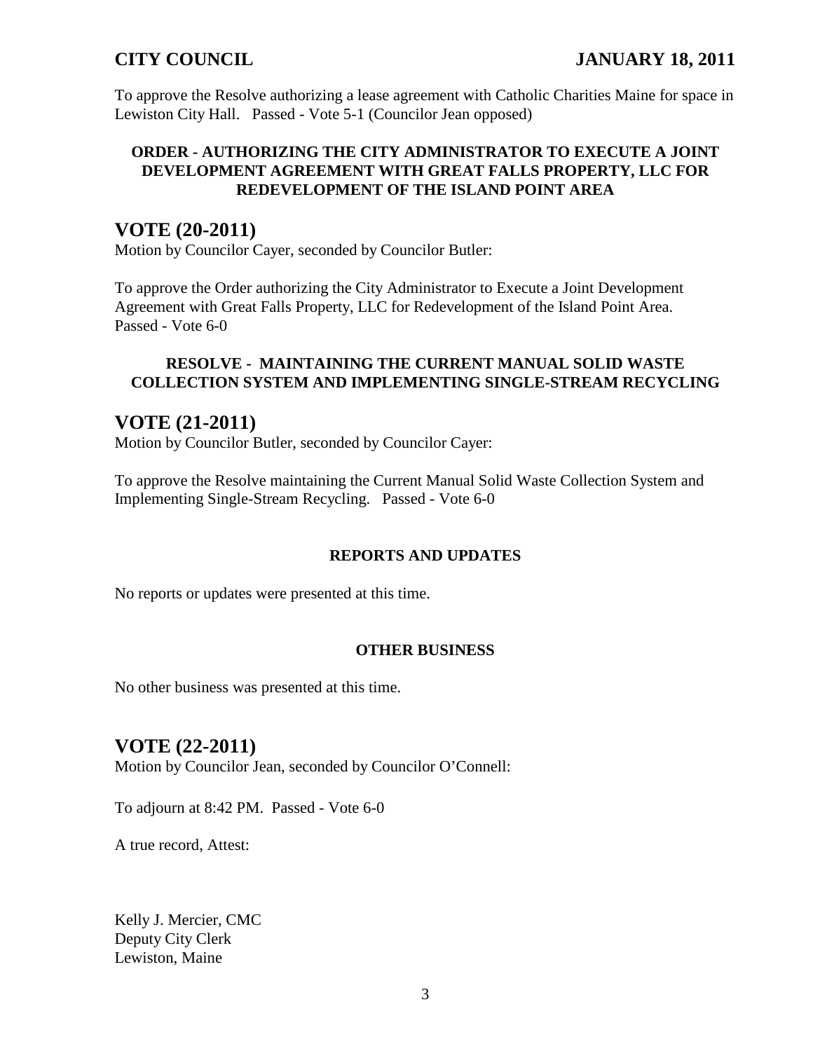To approve the Resolve authorizing a lease agreement with Catholic Charities Maine for space in Lewiston City Hall. Passed - Vote 5-1 (Councilor Jean opposed)

**ORDER - AUTHORIZING THE CITY ADMINISTRATOR TO EXECUTE A JOINT DEVELOPMENT AGREEMENT WITH GREAT FALLS PROPERTY, LLC FOR REDEVELOPMENT OF THE ISLAND POINT AREA**

## VOTE (20-2011)

Motion by Councilor Cayer, seconded by Councilor Butler:

To approve the Order authorizing the City Administrator to Execute a Joint Development Agreement with Great Falls Property, LLC for Redevelopment of the Island Point Area. Passed - Vote 6-0

**RESOLVE - MAINTAINING THE CURRENT MANUAL SOLID WASTE COLLECTION SYSTEM AND IMPLEMENTING SINGLE-STREAM RECYCLING**

## VOTE (21-2011)

Motion by Councilor Butler, seconded by Councilor Cayer:

To approve the Resolve maintaining the Current Manual Solid Waste Collection System and Implementing Single-Stream Recycling. Passed - Vote 6-0

**REPORTS AND UPDATES**

No reports or updates were presented at this time.

**OTHER BUSINESS**

No other business was presented at this time.

## VOTE (22-2011)

Motion by Councilor Jean, seconded by Councilor O'Connell:

To adjourn at 8:42 PM. Passed - Vote 6-0

A true record, Attest:

Kelly J. Mercier, CMC
Deputy City Clerk
Lewiston, Maine